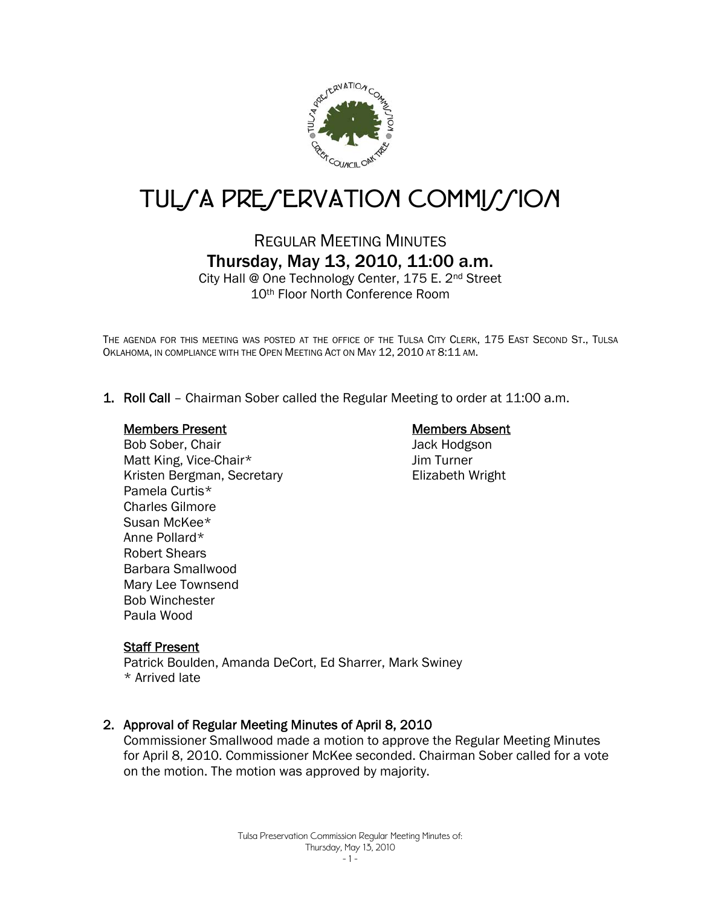# TULSA PRESERVATION COMMISSION

## REGULAR MEETING MINUTES

### Thursday, May 13, 2010, 11:00 a.m.

City Hall @ One Technology Center, 175 E. 2nd Street
10th Floor North Conference Room

THE AGENDA FOR THIS MEETING WAS POSTED AT THE OFFICE OF THE TULSA CITY CLERK, 175 EAST SECOND ST., TULSA OKLAHOMA, IN COMPLIANCE WITH THE OPEN MEETING ACT ON MAY 12, 2010 AT 8:11 AM.

1. **Roll Call** – Chairman Sober called the Regular Meeting to order at 11:00 a.m.

   **Members Present**
   Bob Sober, Chair
   Matt King, Vice-Chair*
   Kristen Bergman, Secretary
   Pamela Curtis*
   Charles Gilmore
   Susan McKee*
   Anne Pollard*
   Robert Shears
   Barbara Smallwood
   Mary Lee Townsend
   Bob Winchester
   Paula Wood

   **Members Absent**
   Jack Hodgson
   Jim Turner
   Elizabeth Wright

   **Staff Present**
   Patrick Boulden, Amanda DeCort, Ed Sharrer, Mark Swiney
   \* Arrived late

2. **Approval of Regular Meeting Minutes of April 8, 2010**
   Commissioner Smallwood made a motion to approve the Regular Meeting Minutes for April 8, 2010. Commissioner McKee seconded. Chairman Sober called for a vote on the motion. The motion was approved by majority.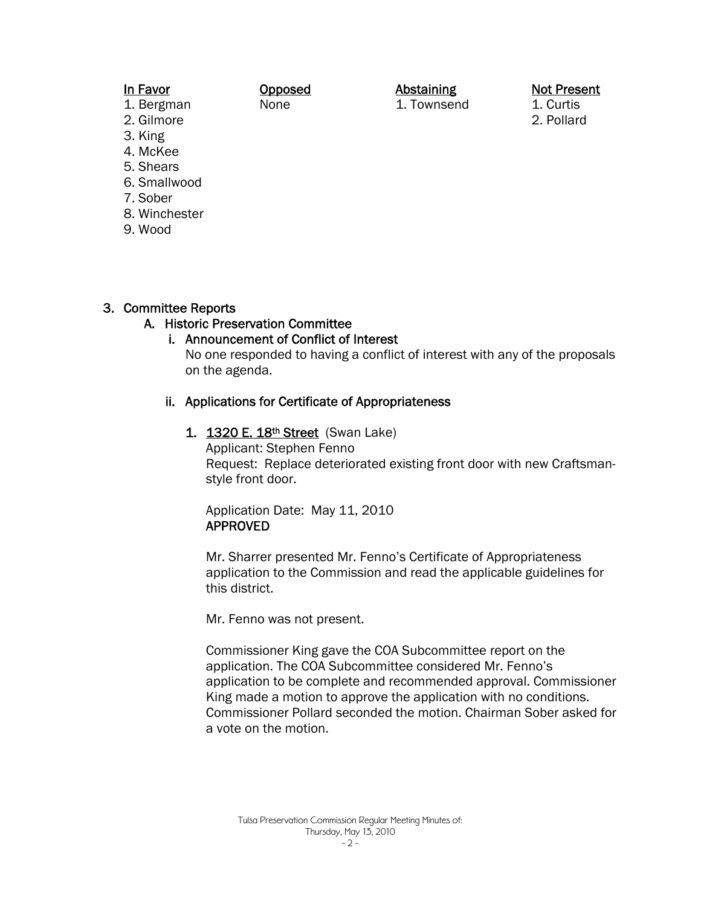| In Favor | Opposed | Abstaining | Not Present |
|---|---|---|---|
| 1. Bergman | None | 1. Townsend | 1. Curtis |
| 2. Gilmore | | | 2. Pollard |
| 3. King | | | |
| 4. McKee | | | |
| 5. Shears | | | |
| 6. Smallwood | | | |
| 7. Sober | | | |
| 8. Winchester | | | |
| 9. Wood | | | |

3. Committee Reports
   A. Historic Preservation Committee
      i. Announcement of Conflict of Interest
         No one responded to having a conflict of interest with any of the proposals on the agenda.

      ii. Applications for Certificate of Appropriateness

         1. 1320 E. 18th Street (Swan Lake)
            Applicant: Stephen Fenno
            Request: Replace deteriorated existing front door with new Craftsman-style front door.

            Application Date: May 11, 2010
            **APPROVED**

            Mr. Sharrer presented Mr. Fenno's Certificate of Appropriateness application to the Commission and read the applicable guidelines for this district.

            Mr. Fenno was not present.

            Commissioner King gave the COA Subcommittee report on the application. The COA Subcommittee considered Mr. Fenno's application to be complete and recommended approval. Commissioner King made a motion to approve the application with no conditions. Commissioner Pollard seconded the motion. Chairman Sober asked for a vote on the motion.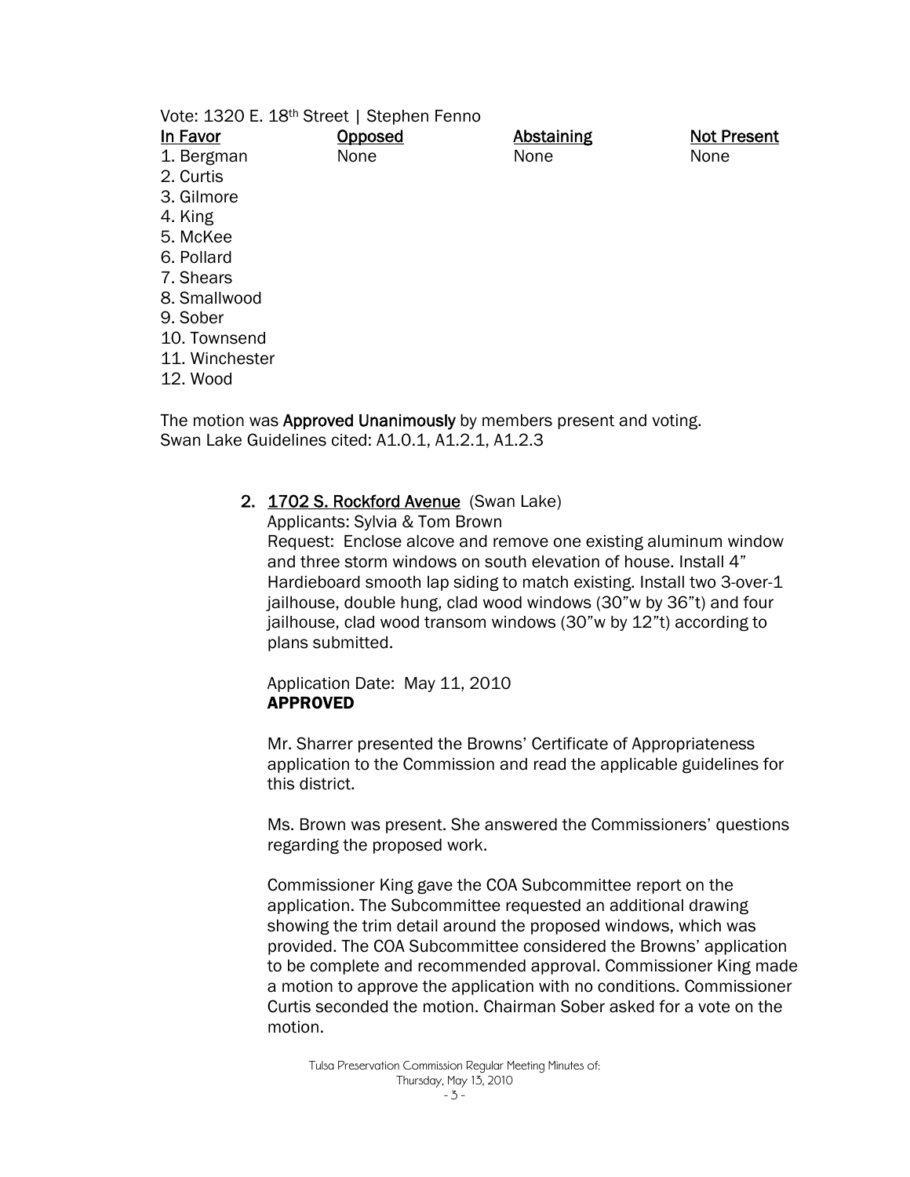Vote: 1320 E. 18th Street | Stephen Fenno

| In Favor | Opposed | Abstaining | Not Present |
|---|---|---|---|
| 1. Bergman | None | None | None |
| 2. Curtis | | | |
| 3. Gilmore | | | |
| 4. King | | | |
| 5. McKee | | | |
| 6. Pollard | | | |
| 7. Shears | | | |
| 8. Smallwood | | | |
| 9. Sober | | | |
| 10. Townsend | | | |
| 11. Winchester | | | |
| 12. Wood | | | |

The motion was **Approved Unanimously** by members present and voting.
Swan Lake Guidelines cited: A1.0.1, A1.2.1, A1.2.3

2. 1702 S. Rockford Avenue (Swan Lake)

   Applicants: Sylvia & Tom Brown

   Request: Enclose alcove and remove one existing aluminum window and three storm windows on south elevation of house. Install 4" Hardieboard smooth lap siding to match existing. Install two 3-over-1 jailhouse, double hung, clad wood windows (30"w by 36"t) and four jailhouse, clad wood transom windows (30"w by 12"t) according to plans submitted.

   Application Date: May 11, 2010

   **APPROVED**

   Mr. Sharrer presented the Browns' Certificate of Appropriateness application to the Commission and read the applicable guidelines for this district.

   Ms. Brown was present. She answered the Commissioners' questions regarding the proposed work.

   Commissioner King gave the COA Subcommittee report on the application. The Subcommittee requested an additional drawing showing the trim detail around the proposed windows, which was provided. The COA Subcommittee considered the Browns' application to be complete and recommended approval. Commissioner King made a motion to approve the application with no conditions. Commissioner Curtis seconded the motion. Chairman Sober asked for a vote on the motion.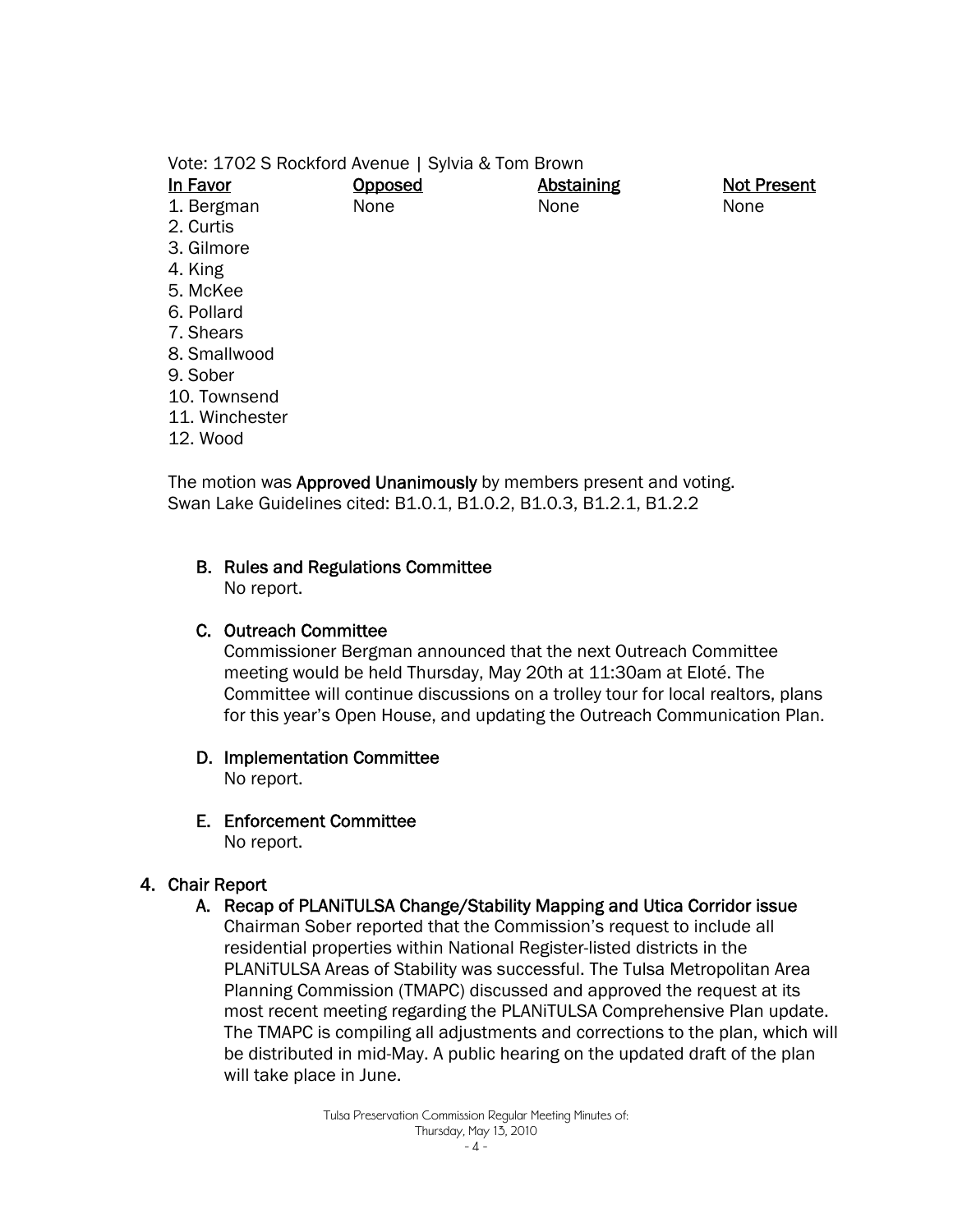Vote: 1702 S Rockford Avenue | Sylvia & Tom Brown

| In Favor | Opposed | Abstaining | Not Present |
|---|---|---|---|
| 1. Bergman | None | None | None |
| 2. Curtis | | | |
| 3. Gilmore | | | |
| 4. King | | | |
| 5. McKee | | | |
| 6. Pollard | | | |
| 7. Shears | | | |
| 8. Smallwood | | | |
| 9. Sober | | | |
| 10. Townsend | | | |
| 11. Winchester | | | |
| 12. Wood | | | |

The motion was **Approved Unanimously** by members present and voting.
Swan Lake Guidelines cited: B1.0.1, B1.0.2, B1.0.3, B1.2.1, B1.2.2

B. **Rules and Regulations Committee**
No report.

C. **Outreach Committee**
Commissioner Bergman announced that the next Outreach Committee meeting would be held Thursday, May 20th at 11:30am at Eloté. The Committee will continue discussions on a trolley tour for local realtors, plans for this year's Open House, and updating the Outreach Communication Plan.

D. **Implementation Committee**
No report.

E. **Enforcement Committee**
No report.

4. **Chair Report**

A. **Recap of PLANiTULSA Change/Stability Mapping and Utica Corridor issue**
Chairman Sober reported that the Commission's request to include all residential properties within National Register-listed districts in the PLANiTULSA Areas of Stability was successful. The Tulsa Metropolitan Area Planning Commission (TMAPC) discussed and approved the request at its most recent meeting regarding the PLANiTULSA Comprehensive Plan update. The TMAPC is compiling all adjustments and corrections to the plan, which will be distributed in mid-May. A public hearing on the updated draft of the plan will take place in June.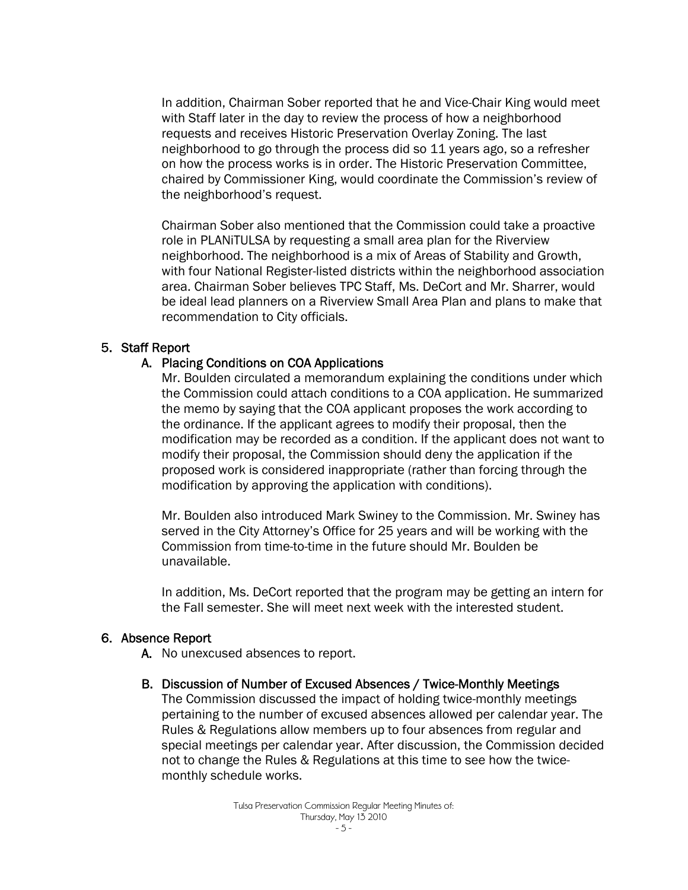In addition, Chairman Sober reported that he and Vice-Chair King would meet with Staff later in the day to review the process of how a neighborhood requests and receives Historic Preservation Overlay Zoning. The last neighborhood to go through the process did so 11 years ago, so a refresher on how the process works is in order. The Historic Preservation Committee, chaired by Commissioner King, would coordinate the Commission's review of the neighborhood's request.

Chairman Sober also mentioned that the Commission could take a proactive role in PLANiTULSA by requesting a small area plan for the Riverview neighborhood. The neighborhood is a mix of Areas of Stability and Growth, with four National Register-listed districts within the neighborhood association area. Chairman Sober believes TPC Staff, Ms. DeCort and Mr. Sharrer, would be ideal lead planners on a Riverview Small Area Plan and plans to make that recommendation to City officials.

## 5. Staff Report

### A. Placing Conditions on COA Applications

Mr. Boulden circulated a memorandum explaining the conditions under which the Commission could attach conditions to a COA application. He summarized the memo by saying that the COA applicant proposes the work according to the ordinance. If the applicant agrees to modify their proposal, then the modification may be recorded as a condition. If the applicant does not want to modify their proposal, the Commission should deny the application if the proposed work is considered inappropriate (rather than forcing through the modification by approving the application with conditions).

Mr. Boulden also introduced Mark Swiney to the Commission. Mr. Swiney has served in the City Attorney's Office for 25 years and will be working with the Commission from time-to-time in the future should Mr. Boulden be unavailable.

In addition, Ms. DeCort reported that the program may be getting an intern for the Fall semester. She will meet next week with the interested student.

## 6. Absence Report

**A.** No unexcused absences to report.

### B. Discussion of Number of Excused Absences / Twice-Monthly Meetings

The Commission discussed the impact of holding twice-monthly meetings pertaining to the number of excused absences allowed per calendar year. The Rules & Regulations allow members up to four absences from regular and special meetings per calendar year. After discussion, the Commission decided not to change the Rules & Regulations at this time to see how the twice-monthly schedule works.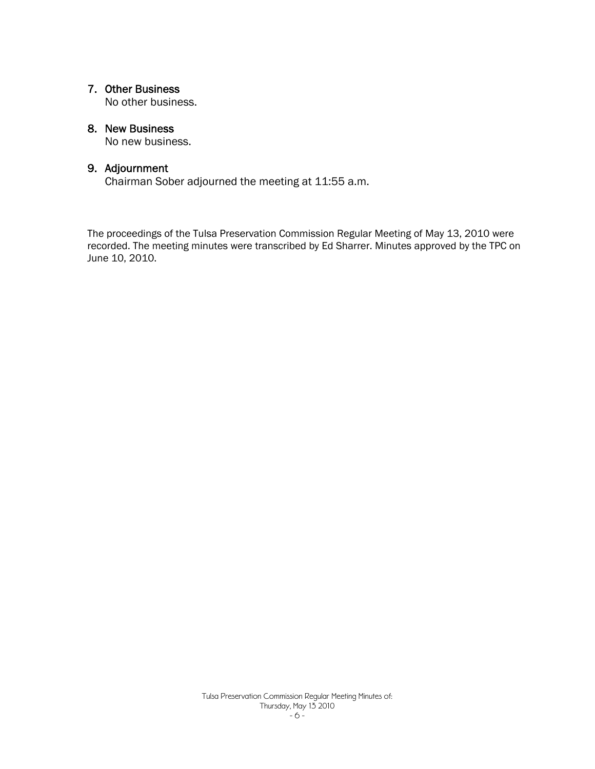7. **Other Business**
   No other business.

8. **New Business**
   No new business.

9. **Adjournment**
   Chairman Sober adjourned the meeting at 11:55 a.m.

The proceedings of the Tulsa Preservation Commission Regular Meeting of May 13, 2010 were recorded. The meeting minutes were transcribed by Ed Sharrer. Minutes approved by the TPC on June 10, 2010.